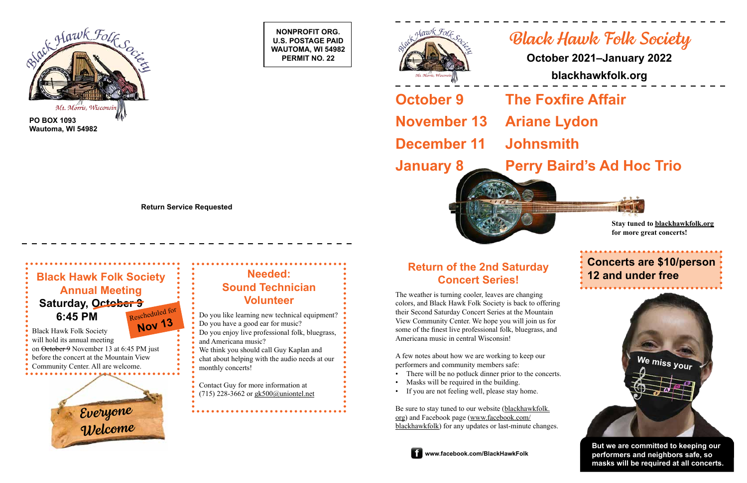Black Hawk Folk Society

Mt. Morris, Wisconsin

**PO BOX 1093**
**Wautoma, WI 54982**

**NONPROFIT ORG.**
**U.S. POSTAGE PAID**
**WAUTOMA, WI 54982**
**PERMIT NO. 22**

**Return Service Requested**

## Black Hawk Folk Society Annual Meeting

**Saturday, ~~October 9~~ Rescheduled for Nov 13**
**6:45 PM**

Black Hawk Folk Society will hold its annual meeting on ~~October 9~~ November 13 at 6:45 PM just before the concert at the Mountain View Community Center. All are welcome.

Everyone Welcome

## Needed: Sound Technician Volunteer

Do you like learning new technical equipment?
Do you have a good ear for music?
Do you enjoy live professional folk, bluegrass, and Americana music?
We think you should call Guy Kaplan and chat about helping with the audio needs at our monthly concerts!

Contact Guy for more information at (715) 228-3662 or gk500@uniontel.net

# Black Hawk Folk Society

**October 2021–January 2022**

**blackhawkfolk.org**

| | |
|---|---|
| **October 9** | **The Foxfire Affair** |
| **November 13** | **Ariane Lydon** |
| **December 11** | **Johnsmith** |
| **January 8** | **Perry Baird's Ad Hoc Trio** |

**Stay tuned to blackhawkfolk.org for more great concerts!**

## Return of the 2nd Saturday Concert Series!

The weather is turning cooler, leaves are changing colors, and Black Hawk Folk Society is back to offering their Second Saturday Concert Series at the Mountain View Community Center. We hope you will join us for some of the finest live professional folk, bluegrass, and Americana music in central Wisconsin!

A few notes about how we are working to keep our performers and community members safe:

- There will be no potluck dinner prior to the concerts.
- Masks will be required in the building.
- If you are not feeling well, please stay home.

Be sure to stay tuned to our website (blackhawkfolk.org) and Facebook page (www.facebook.com/blackhawkfolk) for any updates or last-minute changes.

**www.facebook.com/BlackHawkFolk**

**Concerts are $10/person**
**12 and under free**

We miss your

**But we are committed to keeping our performers and neighbors safe, so masks will be required at all concerts.**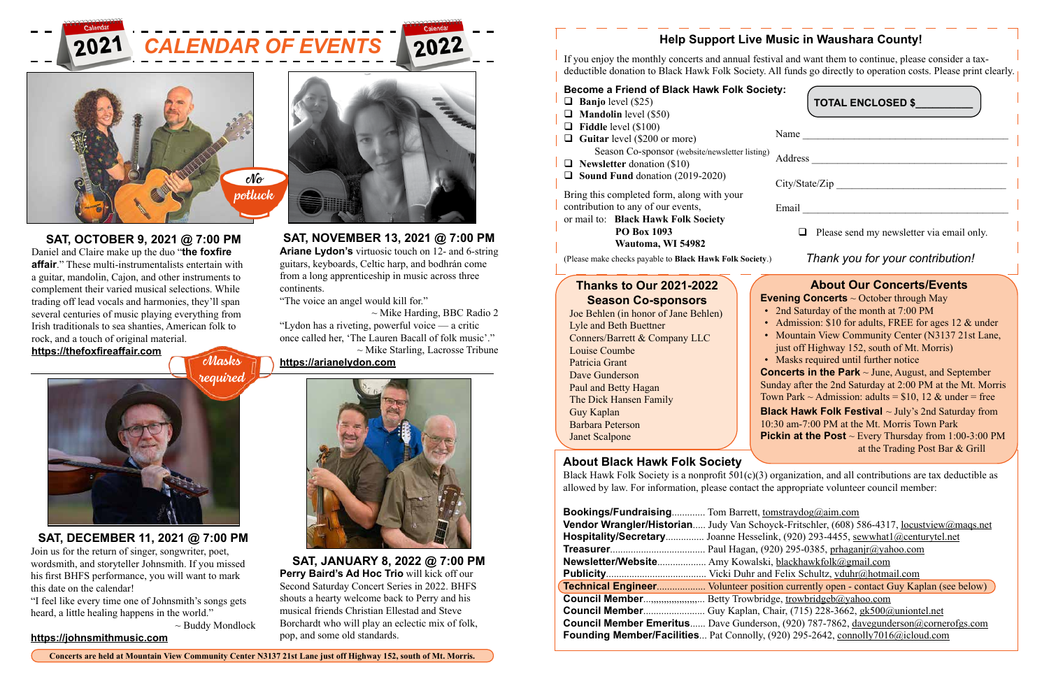# CALENDAR OF EVENTS

2021 – 2022

No potluck

**SAT, OCTOBER 9, 2021 @ 7:00 PM**

Daniel and Claire make up the duo "**the foxfire affair**." These multi-instrumentalists entertain with a guitar, mandolin, Cajon, and other instruments to complement their varied musical selections. While trading off lead vocals and harmonies, they'll span several centuries of music playing everything from Irish traditionals to sea shanties, American folk to rock, and a touch of original material.

**https://thefoxfireaffair.com**

**SAT, NOVEMBER 13, 2021 @ 7:00 PM**

**Ariane Lydon's** virtuosic touch on 12- and 6-string guitars, keyboards, Celtic harp, and bodhrán come from a long apprenticeship in music across three continents.

"The voice an angel would kill for."

~ Mike Harding, BBC Radio 2

"Lydon has a riveting, powerful voice — a critic once called her, 'The Lauren Bacall of folk music'."

~ Mike Starling, Lacrosse Tribune

**https://arianelydon.com**

Masks required

**SAT, DECEMBER 11, 2021 @ 7:00 PM**

Join us for the return of singer, songwriter, poet, wordsmith, and storyteller Johnsmith. If you missed his first BHFS performance, you will want to mark this date on the calendar!

"I feel like every time one of Johnsmith's songs gets heard, a little healing happens in the world."

~ Buddy Mondlock

**https://johnsmithmusic.com**

**SAT, JANUARY 8, 2022 @ 7:00 PM**

**Perry Baird's Ad Hoc Trio** will kick off our Second Saturday Concert Series in 2022. BHFS shouts a hearty welcome back to Perry and his musical friends Christian Ellestad and Steve Borchardt who will play an eclectic mix of folk, pop, and some old standards.

**Concerts are held at Mountain View Community Center N3137 21st Lane just off Highway 152, south of Mt. Morris.**

## Help Support Live Music in Waushara County!

If you enjoy the monthly concerts and annual festival and want them to continue, please consider a tax-deductible donation to Black Hawk Folk Society. All funds go directly to operation costs. Please print clearly.

**Become a Friend of Black Hawk Folk Society:**

- ❑ **Banjo** level ($25)
- ❑ **Mandolin** level ($50)
- ❑ **Fiddle** level ($100)
- ❑ **Guitar** level ($200 or more)
  Season Co-sponsor (website/newsletter listing)
- ❑ **Newsletter** donation ($10)
- ❑ **Sound Fund** donation (2019-2020)

**TOTAL ENCLOSED $__________**

Name ______________________________

Address ______________________________

City/State/Zip ______________________________

Email ______________________________

❑ Please send my newsletter via email only.

Bring this completed form, along with your contribution to any of our events, or mail to: **Black Hawk Folk Society**
**PO Box 1093**
**Wautoma, WI 54982**

(Please make checks payable to **Black Hawk Folk Society**.)

*Thank you for your contribution!*

## Thanks to Our 2021-2022 Season Co-sponsors

Joe Behlen (in honor of Jane Behlen)
Lyle and Beth Buettner
Conners/Barrett & Company LLC
Louise Coumbe
Patricia Grant
Dave Gunderson
Paul and Betty Hagan
The Dick Hansen Family
Guy Kaplan
Barbara Peterson
Janet Scalpone

## About Our Concerts/Events

**Evening Concerts** ~ October through May

- 2nd Saturday of the month at 7:00 PM
- Admission: $10 for adults, FREE for ages 12 & under
- Mountain View Community Center (N3137 21st Lane, just off Highway 152, south of Mt. Morris)
- Masks required until further notice

**Concerts in the Park** ~ June, August, and September Sunday after the 2nd Saturday at 2:00 PM at the Mt. Morris Town Park ~ Admission: adults = $10, 12 & under = free

**Black Hawk Folk Festival** ~ July's 2nd Saturday from 10:30 am-7:00 PM at the Mt. Morris Town Park

**Pickin at the Post** ~ Every Thursday from 1:00-3:00 PM at the Trading Post Bar & Grill

## About Black Hawk Folk Society

Black Hawk Folk Society is a nonprofit 501(c)(3) organization, and all contributions are tax deductible as allowed by law. For information, please contact the appropriate volunteer council member:

**Bookings/Fundraising**............. Tom Barrett, tomstraydog@aim.com
**Vendor Wrangler/Historian**..... Judy Van Schoyck-Fritschler, (608) 586-4317, locustview@maqs.net
**Hospitality/Secretary**............... Joanne Hesselink, (920) 293-4455, sewwhat1@centurytel.net
**Treasurer**..................................... Paul Hagan, (920) 295-0385, prhaganjr@yahoo.com
**Newsletter/Website**.................. Amy Kowalski, blackhawkfolk@gmail.com
**Publicity**....................................... Vicki Duhr and Felix Schultz, vduhr@hotmail.com
**Technical Engineer**.................. Volunteer position currently open - contact Guy Kaplan (see below)
**Council Member**........................ Betty Trowbridge, trowbridgeb@yahoo.com
**Council Member**........................ Guy Kaplan, Chair, (715) 228-3662, gk500@uniontel.net
**Council Member Emeritus**...... Dave Gunderson, (920) 787-7862, davegunderson@cornerofgs.com
**Founding Member/Facilities**... Pat Connolly, (920) 295-2642, connolly7016@icloud.com